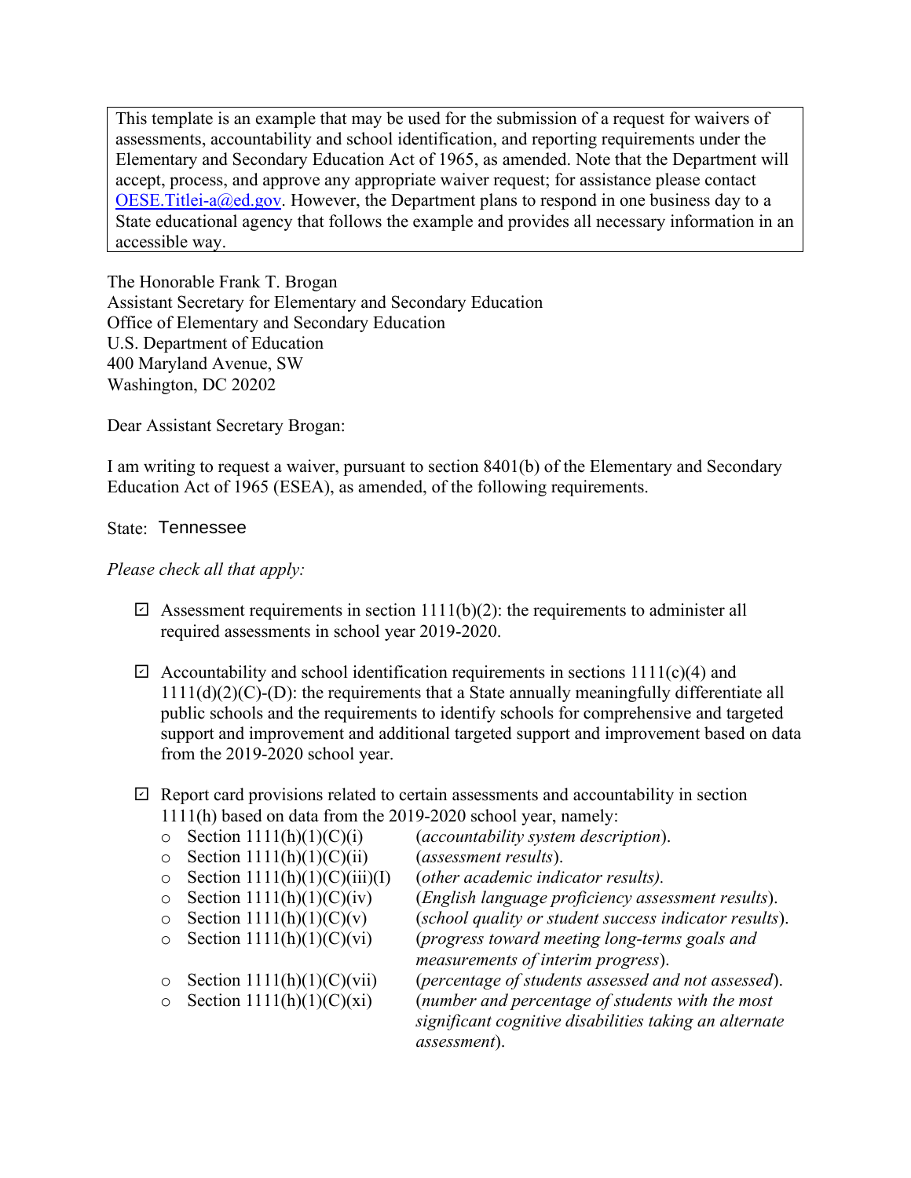> This template is an example that may be used for the submission of a request for waivers of assessments, accountability and school identification, and reporting requirements under the Elementary and Secondary Education Act of 1965, as amended. Note that the Department will accept, process, and approve any appropriate waiver request; for assistance please contact [OESE.Titlei-a@ed.gov](mailto:OESE.Titlei-a@ed.gov). However, the Department plans to respond in one business day to a State educational agency that follows the example and provides all necessary information in an accessible way.

The Honorable Frank T. Brogan
Assistant Secretary for Elementary and Secondary Education
Office of Elementary and Secondary Education
U.S. Department of Education
400 Maryland Avenue, SW
Washington, DC 20202

Dear Assistant Secretary Brogan:

I am writing to request a waiver, pursuant to section 8401(b) of the Elementary and Secondary Education Act of 1965 (ESEA), as amended, of the following requirements.

State: Tennessee

*Please check all that apply:*

- ☑ Assessment requirements in section 1111(b)(2): the requirements to administer all required assessments in school year 2019-2020.

- ☑ Accountability and school identification requirements in sections 1111(c)(4) and 1111(d)(2)(C)-(D): the requirements that a State annually meaningfully differentiate all public schools and the requirements to identify schools for comprehensive and targeted support and improvement and additional targeted support and improvement based on data from the 2019-2020 school year.

- ☑ Report card provisions related to certain assessments and accountability in section 1111(h) based on data from the 2019-2020 school year, namely:
  - Section 1111(h)(1)(C)(i) (*accountability system description*).
  - Section 1111(h)(1)(C)(ii) (*assessment results*).
  - Section 1111(h)(1)(C)(iii)(I) (*other academic indicator results).*
  - Section 1111(h)(1)(C)(iv) (*English language proficiency assessment results*).
  - Section 1111(h)(1)(C)(v) (*school quality or student success indicator results*).
  - Section 1111(h)(1)(C)(vi) (*progress toward meeting long-terms goals and measurements of interim progress*).
  - Section 1111(h)(1)(C)(vii) (*percentage of students assessed and not assessed*).
  - Section 1111(h)(1)(C)(xi) (*number and percentage of students with the most significant cognitive disabilities taking an alternate assessment*).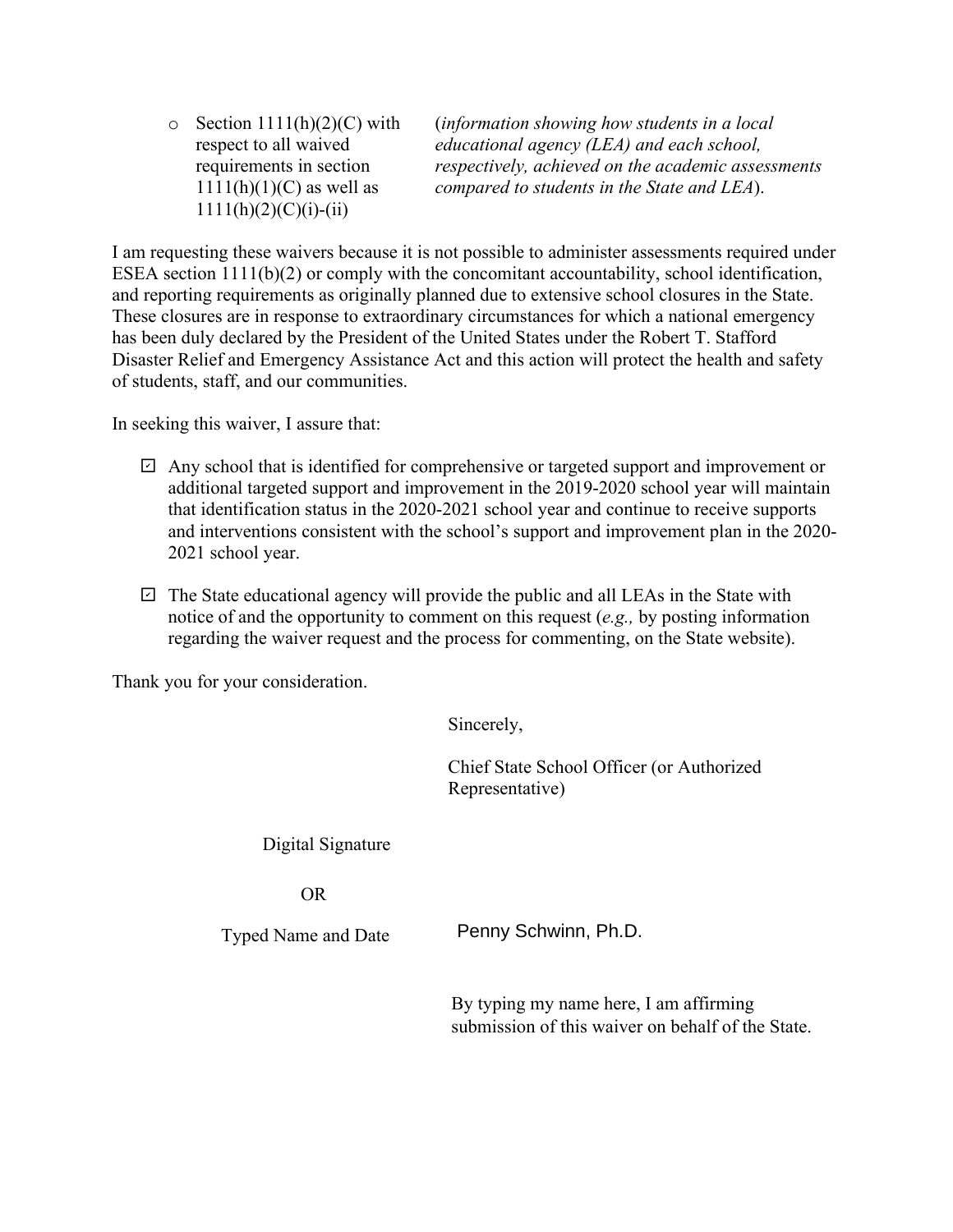- Section 1111(h)(2)(C) with respect to all waived requirements in section 1111(h)(1)(C) as well as 1111(h)(2)(C)(i)-(ii) (*information showing how students in a local educational agency (LEA) and each school, respectively, achieved on the academic assessments compared to students in the State and LEA*).

I am requesting these waivers because it is not possible to administer assessments required under ESEA section 1111(b)(2) or comply with the concomitant accountability, school identification, and reporting requirements as originally planned due to extensive school closures in the State. These closures are in response to extraordinary circumstances for which a national emergency has been duly declared by the President of the United States under the Robert T. Stafford Disaster Relief and Emergency Assistance Act and this action will protect the health and safety of students, staff, and our communities.

In seeking this waiver, I assure that:

- ☑ Any school that is identified for comprehensive or targeted support and improvement or additional targeted support and improvement in the 2019-2020 school year will maintain that identification status in the 2020-2021 school year and continue to receive supports and interventions consistent with the school's support and improvement plan in the 2020-2021 school year.

- ☑ The State educational agency will provide the public and all LEAs in the State with notice of and the opportunity to comment on this request (*e.g.,* by posting information regarding the waiver request and the process for commenting, on the State website).

Thank you for your consideration.

Sincerely,

Chief State School Officer (or Authorized Representative)

Digital Signature

OR

Typed Name and Date Penny Schwinn, Ph.D.

By typing my name here, I am affirming submission of this waiver on behalf of the State.